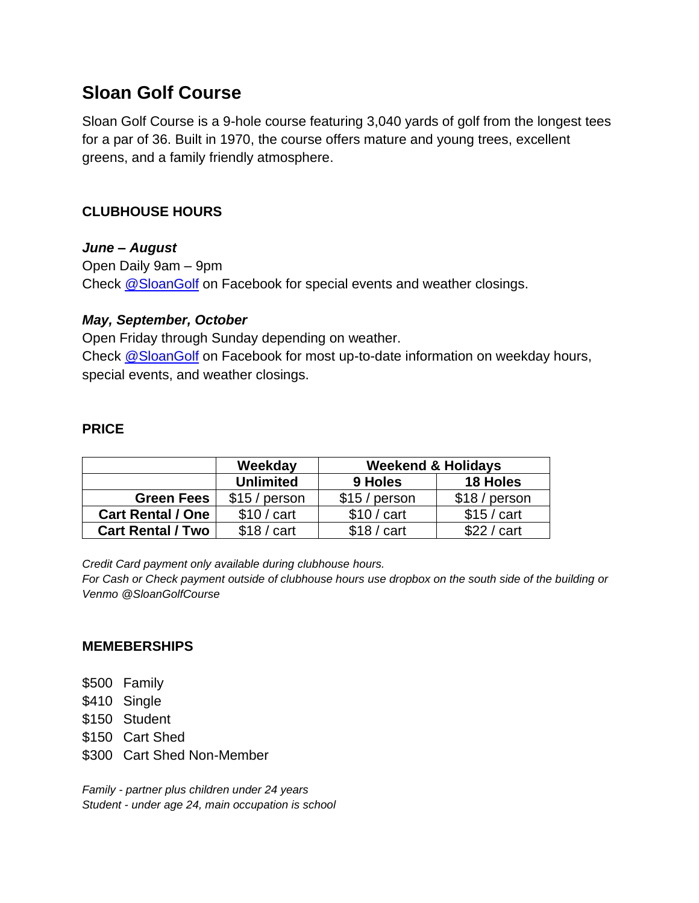# Sloan Golf Course

Sloan Golf Course is a 9-hole course featuring 3,040 yards of golf from the longest tees for a par of 36. Built in 1970, the course offers mature and young trees, excellent greens, and a family friendly atmosphere.

## CLUBHOUSE HOURS

***June – August***

Open Daily 9am – 9pm

Check [@SloanGolf](@SloanGolf) on Facebook for special events and weather closings.

***May, September, October***

Open Friday through Sunday depending on weather.

Check [@SloanGolf](@SloanGolf) on Facebook for most up-to-date information on weekday hours, special events, and weather closings.

## PRICE

| | Weekday | Weekend & Holidays | |
|---|---|---|---|
| | Unlimited | 9 Holes | 18 Holes |
| **Green Fees** | $15 / person | $15 / person | $18 / person |
| **Cart Rental / One** | $10 / cart | $10 / cart | $15 / cart |
| **Cart Rental / Two** | $18 / cart | $18 / cart | $22 / cart |

*Credit Card payment only available during clubhouse hours.*
*For Cash or Check payment outside of clubhouse hours use dropbox on the south side of the building or Venmo @SloanGolfCourse*

## MEMEBERSHIPS

$500 Family
$410 Single
$150 Student
$150 Cart Shed
$300 Cart Shed Non-Member

*Family - partner plus children under 24 years*
*Student - under age 24, main occupation is school*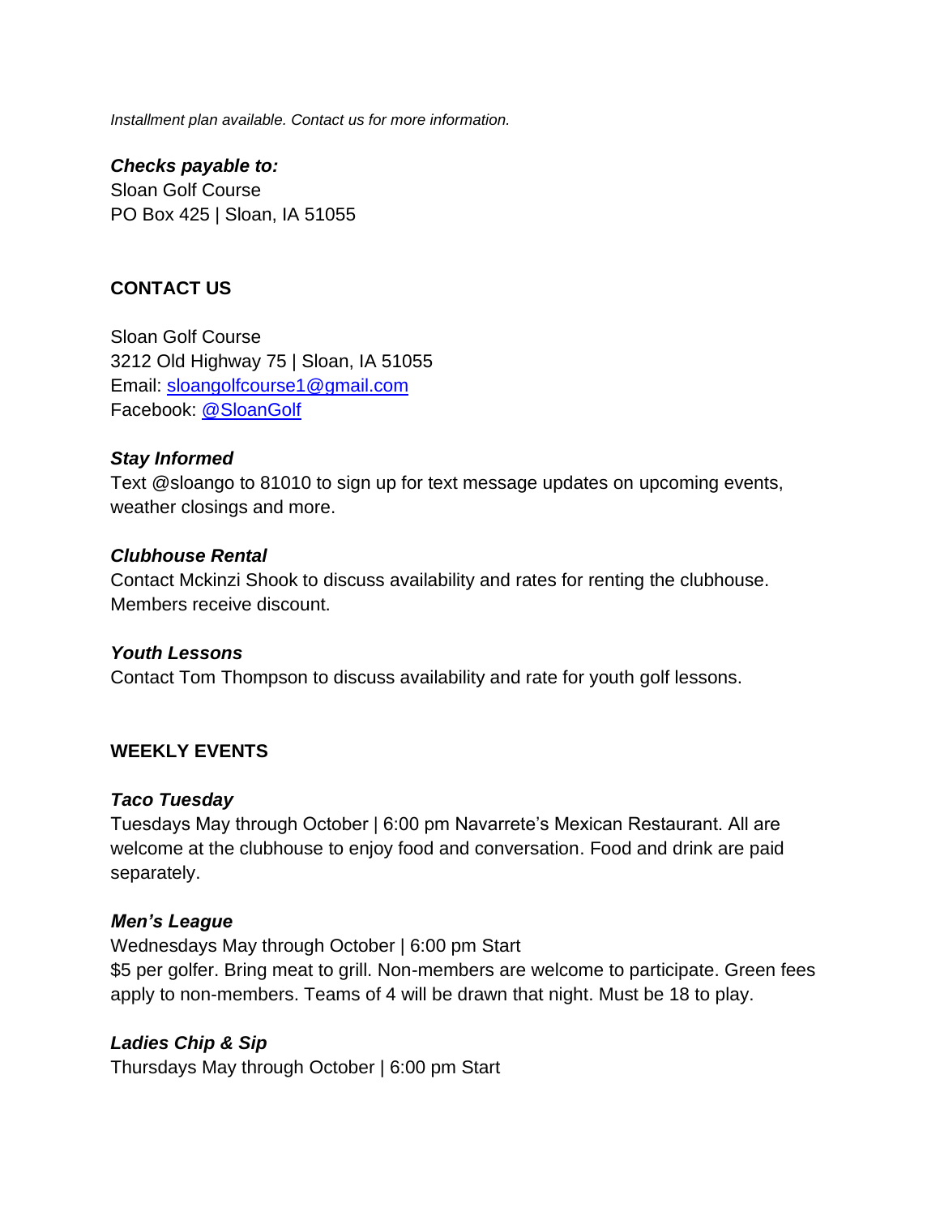*Installment plan available. Contact us for more information.*

***Checks payable to:***
Sloan Golf Course
PO Box 425 | Sloan, IA 51055

## CONTACT US

Sloan Golf Course
3212 Old Highway 75 | Sloan, IA 51055
Email: sloangolfcourse1@gmail.com
Facebook: @SloanGolf

### *Stay Informed*

Text @sloango to 81010 to sign up for text message updates on upcoming events, weather closings and more.

### *Clubhouse Rental*

Contact Mckinzi Shook to discuss availability and rates for renting the clubhouse. Members receive discount.

### *Youth Lessons*

Contact Tom Thompson to discuss availability and rate for youth golf lessons.

## WEEKLY EVENTS

### *Taco Tuesday*

Tuesdays May through October | 6:00 pm Navarrete's Mexican Restaurant. All are welcome at the clubhouse to enjoy food and conversation. Food and drink are paid separately.

### *Men's League*

Wednesdays May through October | 6:00 pm Start
$5 per golfer. Bring meat to grill. Non-members are welcome to participate. Green fees apply to non-members. Teams of 4 will be drawn that night. Must be 18 to play.

### *Ladies Chip & Sip*

Thursdays May through October | 6:00 pm Start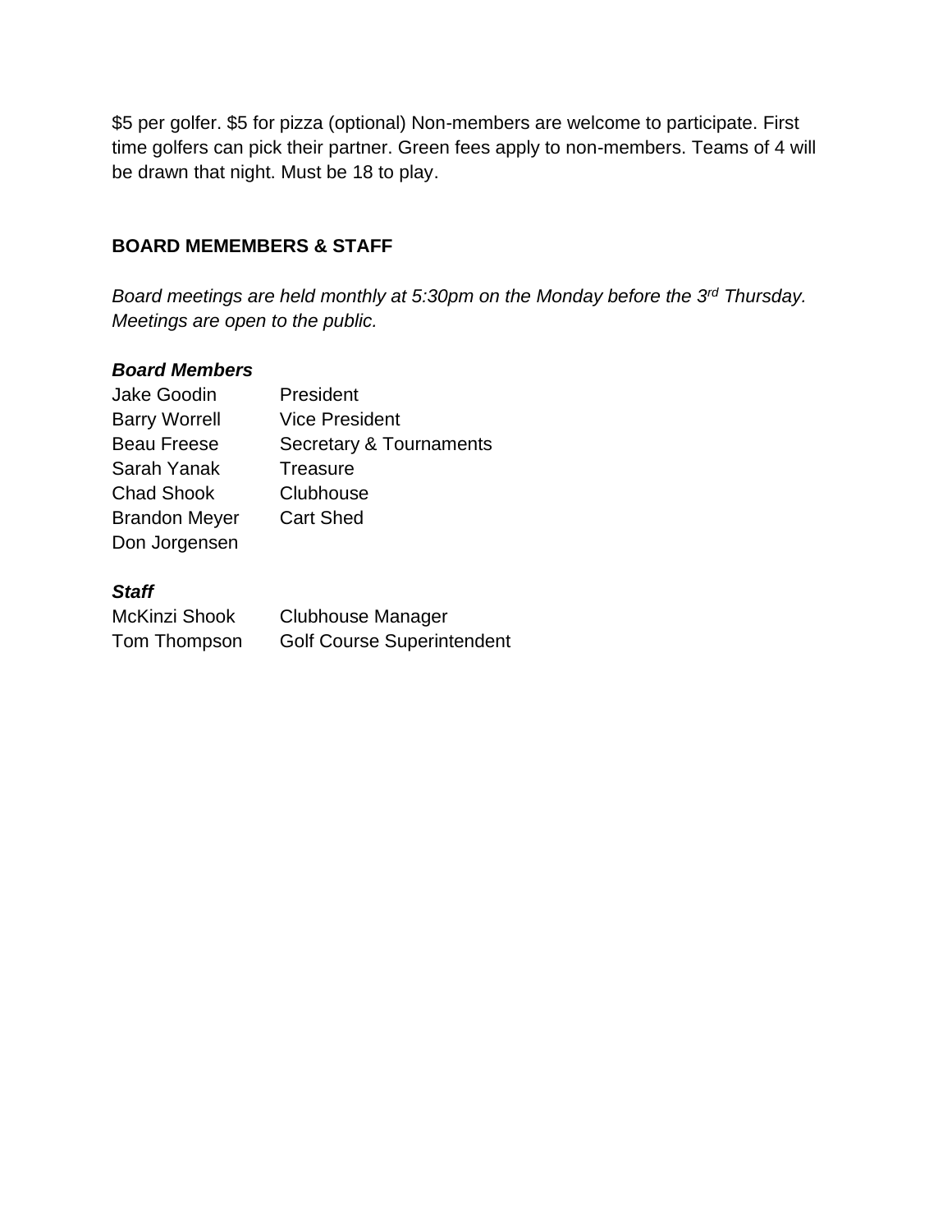$5 per golfer. $5 for pizza (optional) Non-members are welcome to participate. First time golfers can pick their partner. Green fees apply to non-members. Teams of 4 will be drawn that night. Must be 18 to play.

**BOARD MEMEMBERS & STAFF**

*Board meetings are held monthly at 5:30pm on the Monday before the 3rd Thursday. Meetings are open to the public.*

***Board Members***

| | |
|---|---|
| Jake Goodin | President |
| Barry Worrell | Vice President |
| Beau Freese | Secretary & Tournaments |
| Sarah Yanak | Treasure |
| Chad Shook | Clubhouse |
| Brandon Meyer | Cart Shed |
| Don Jorgensen | |

***Staff***

| | |
|---|---|
| McKinzi Shook | Clubhouse Manager |
| Tom Thompson | Golf Course Superintendent |